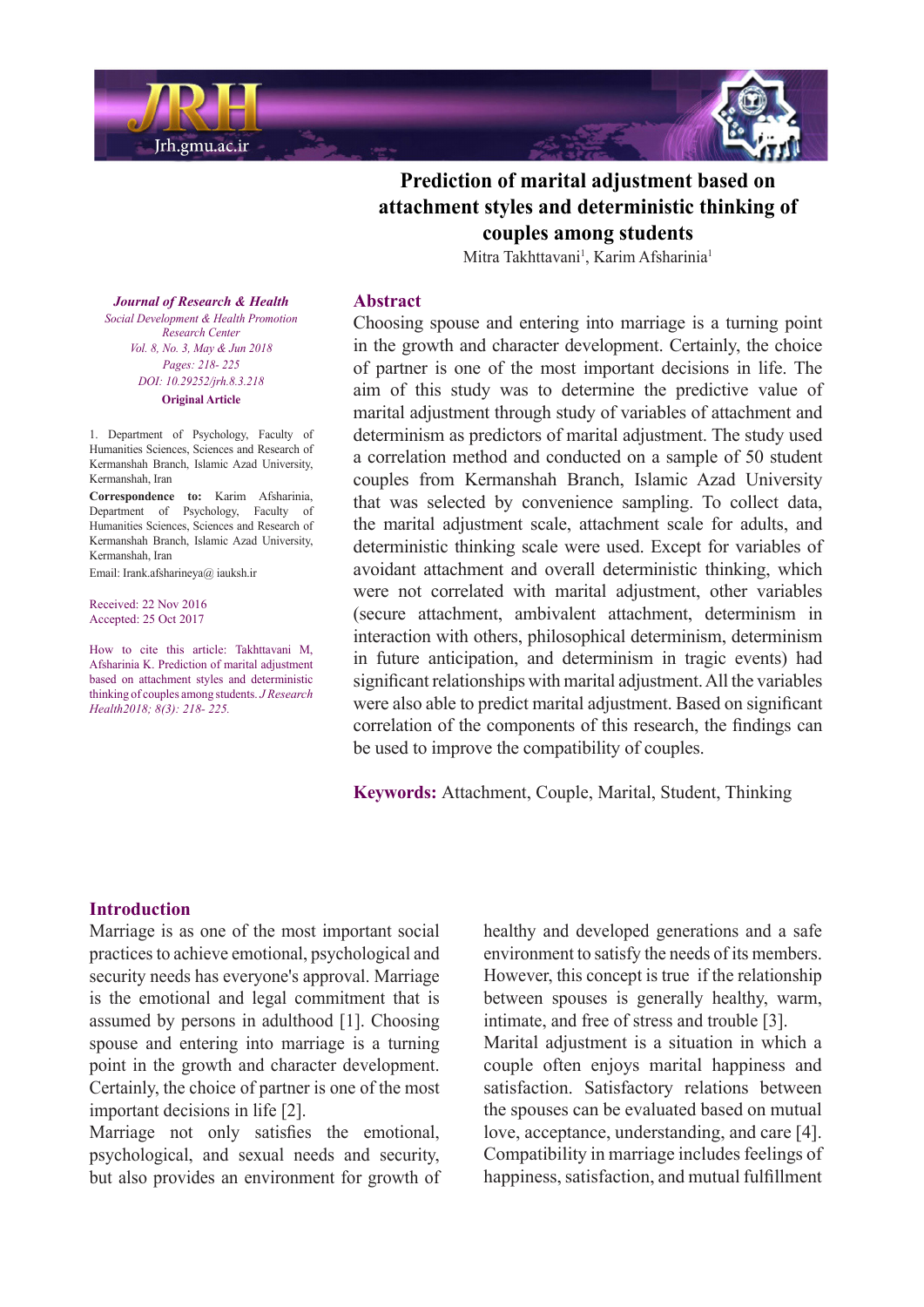# Prediction of marital adjustment based on attachment styles and deterministic thinking of couples among students

Mitra Takhttavani[1], Karim Afsharinia[1]

*Journal of Research & Health*
*Social Development & Health Promotion Research Center*
*Vol. 8, No. 3, May & Jun 2018*
*Pages: 218- 225*
*DOI: 10.29252/jrh.8.3.218*
**Original Article**

1. Department of Psychology, Faculty of Humanities Sciences, Sciences and Research of Kermanshah Branch, Islamic Azad University, Kermanshah, Iran

**Correspondence to:** Karim Afsharinia, Department of Psychology, Faculty of Humanities Sciences, Sciences and Research of Kermanshah Branch, Islamic Azad University, Kermanshah, Iran

Email: Irank.afsharineya@ iauksh.ir

Received: 22 Nov 2016
Accepted: 25 Oct 2017

How to cite this article: Takhttavani M, Afsharinia K. Prediction of marital adjustment based on attachment styles and deterministic thinking of couples among students. *J Research Health2018; 8(3): 218- 225.*

## Abstract

Choosing spouse and entering into marriage is a turning point in the growth and character development. Certainly, the choice of partner is one of the most important decisions in life. The aim of this study was to determine the predictive value of marital adjustment through study of variables of attachment and determinism as predictors of marital adjustment. The study used a correlation method and conducted on a sample of 50 student couples from Kermanshah Branch, Islamic Azad University that was selected by convenience sampling. To collect data, the marital adjustment scale, attachment scale for adults, and deterministic thinking scale were used. Except for variables of avoidant attachment and overall deterministic thinking, which were not correlated with marital adjustment, other variables (secure attachment, ambivalent attachment, determinism in interaction with others, philosophical determinism, determinism in future anticipation, and determinism in tragic events) had significant relationships with marital adjustment. All the variables were also able to predict marital adjustment. Based on significant correlation of the components of this research, the findings can be used to improve the compatibility of couples.

**Keywords:** Attachment, Couple, Marital, Student, Thinking

## Introduction

Marriage is as one of the most important social practices to achieve emotional, psychological and security needs has everyone's approval. Marriage is the emotional and legal commitment that is assumed by persons in adulthood [1]. Choosing spouse and entering into marriage is a turning point in the growth and character development. Certainly, the choice of partner is one of the most important decisions in life [2].

Marriage not only satisfies the emotional, psychological, and sexual needs and security, but also provides an environment for growth of healthy and developed generations and a safe environment to satisfy the needs of its members. However, this concept is true if the relationship between spouses is generally healthy, warm, intimate, and free of stress and trouble [3].

Marital adjustment is a situation in which a couple often enjoys marital happiness and satisfaction. Satisfactory relations between the spouses can be evaluated based on mutual love, acceptance, understanding, and care [4]. Compatibility in marriage includes feelings of happiness, satisfaction, and mutual fulfillment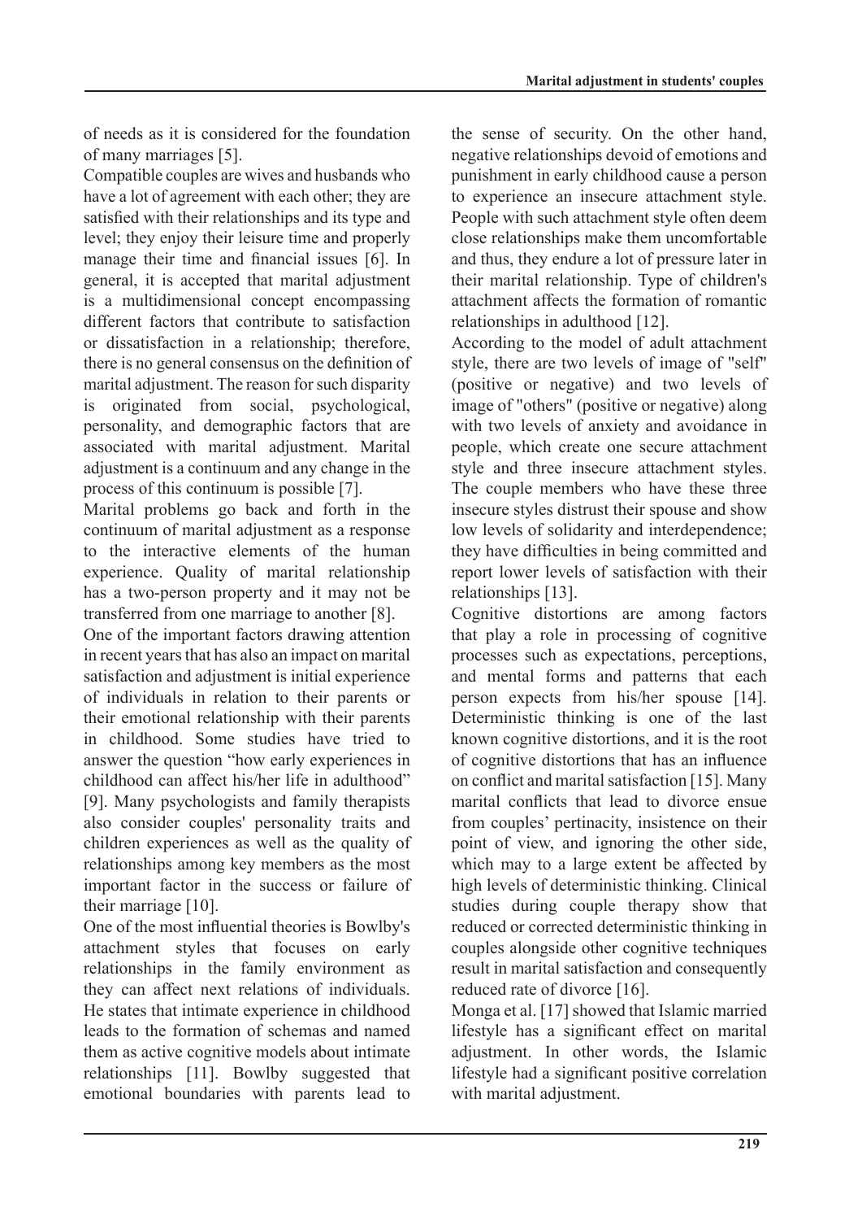of needs as it is considered for the foundation of many marriages [5].

Compatible couples are wives and husbands who have a lot of agreement with each other; they are satisfied with their relationships and its type and level; they enjoy their leisure time and properly manage their time and financial issues [6]. In general, it is accepted that marital adjustment is a multidimensional concept encompassing different factors that contribute to satisfaction or dissatisfaction in a relationship; therefore, there is no general consensus on the definition of marital adjustment. The reason for such disparity is originated from social, psychological, personality, and demographic factors that are associated with marital adjustment. Marital adjustment is a continuum and any change in the process of this continuum is possible [7].

Marital problems go back and forth in the continuum of marital adjustment as a response to the interactive elements of the human experience. Quality of marital relationship has a two-person property and it may not be transferred from one marriage to another [8].

One of the important factors drawing attention in recent years that has also an impact on marital satisfaction and adjustment is initial experience of individuals in relation to their parents or their emotional relationship with their parents in childhood. Some studies have tried to answer the question "how early experiences in childhood can affect his/her life in adulthood" [9]. Many psychologists and family therapists also consider couples' personality traits and children experiences as well as the quality of relationships among key members as the most important factor in the success or failure of their marriage [10].

One of the most influential theories is Bowlby's attachment styles that focuses on early relationships in the family environment as they can affect next relations of individuals. He states that intimate experience in childhood leads to the formation of schemas and named them as active cognitive models about intimate relationships [11]. Bowlby suggested that emotional boundaries with parents lead to the sense of security. On the other hand, negative relationships devoid of emotions and punishment in early childhood cause a person to experience an insecure attachment style. People with such attachment style often deem close relationships make them uncomfortable and thus, they endure a lot of pressure later in their marital relationship. Type of children's attachment affects the formation of romantic relationships in adulthood [12].

According to the model of adult attachment style, there are two levels of image of "self" (positive or negative) and two levels of image of "others" (positive or negative) along with two levels of anxiety and avoidance in people, which create one secure attachment style and three insecure attachment styles. The couple members who have these three insecure styles distrust their spouse and show low levels of solidarity and interdependence; they have difficulties in being committed and report lower levels of satisfaction with their relationships [13].

Cognitive distortions are among factors that play a role in processing of cognitive processes such as expectations, perceptions, and mental forms and patterns that each person expects from his/her spouse [14]. Deterministic thinking is one of the last known cognitive distortions, and it is the root of cognitive distortions that has an influence on conflict and marital satisfaction [15]. Many marital conflicts that lead to divorce ensue from couples' pertinacity, insistence on their point of view, and ignoring the other side, which may to a large extent be affected by high levels of deterministic thinking. Clinical studies during couple therapy show that reduced or corrected deterministic thinking in couples alongside other cognitive techniques result in marital satisfaction and consequently reduced rate of divorce [16].

Monga et al. [17] showed that Islamic married lifestyle has a significant effect on marital adjustment. In other words, the Islamic lifestyle had a significant positive correlation with marital adjustment.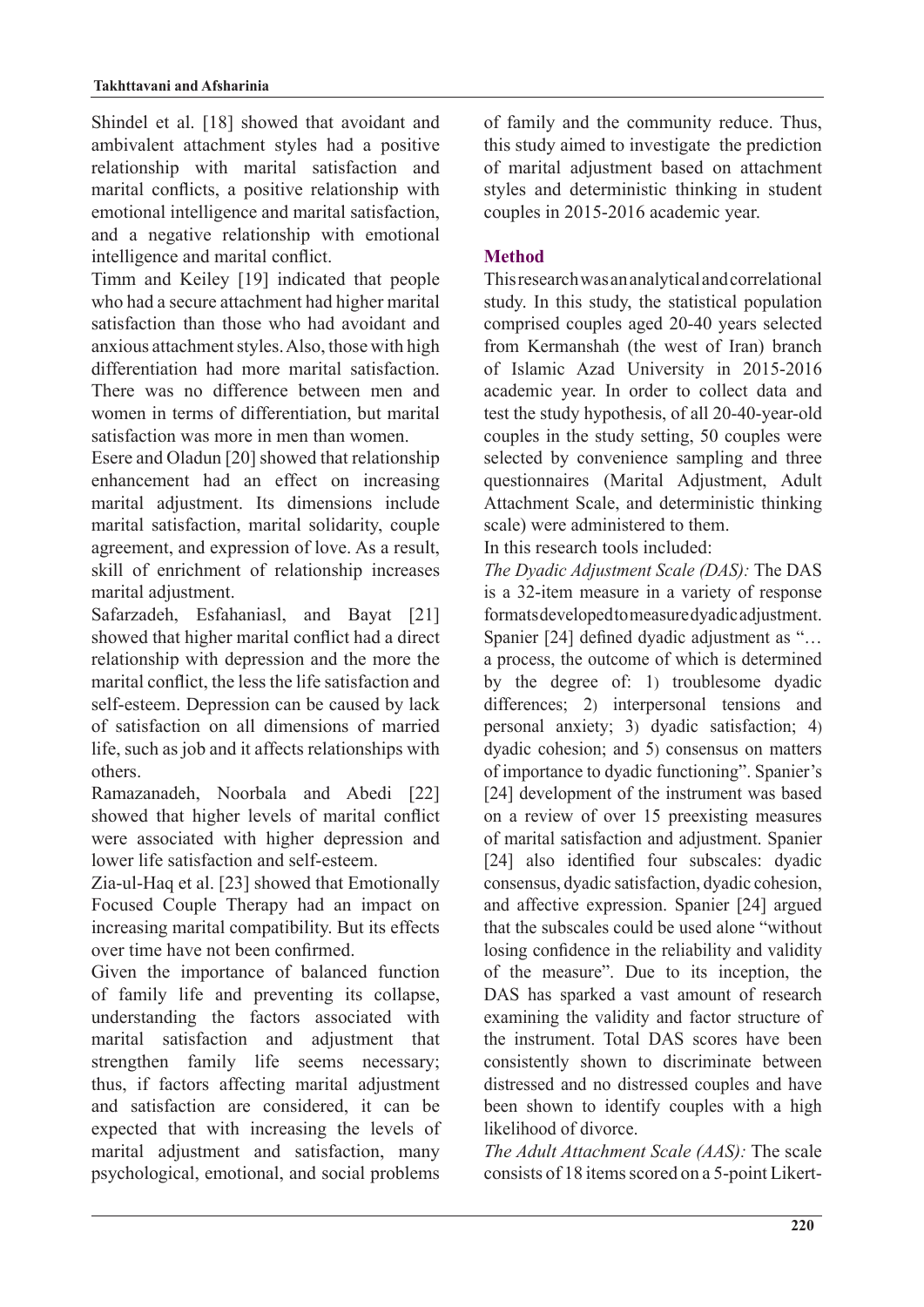Shindel et al. [18] showed that avoidant and ambivalent attachment styles had a positive relationship with marital satisfaction and marital conflicts, a positive relationship with emotional intelligence and marital satisfaction, and a negative relationship with emotional intelligence and marital conflict.

Timm and Keiley [19] indicated that people who had a secure attachment had higher marital satisfaction than those who had avoidant and anxious attachment styles. Also, those with high differentiation had more marital satisfaction. There was no difference between men and women in terms of differentiation, but marital satisfaction was more in men than women.

Esere and Oladun [20] showed that relationship enhancement had an effect on increasing marital adjustment. Its dimensions include marital satisfaction, marital solidarity, couple agreement, and expression of love. As a result, skill of enrichment of relationship increases marital adjustment.

Safarzadeh, Esfahaniasl, and Bayat [21] showed that higher marital conflict had a direct relationship with depression and the more the marital conflict, the less the life satisfaction and self-esteem. Depression can be caused by lack of satisfaction on all dimensions of married life, such as job and it affects relationships with others.

Ramazanadeh, Noorbala and Abedi [22] showed that higher levels of marital conflict were associated with higher depression and lower life satisfaction and self-esteem.

Zia-ul-Haq et al. [23] showed that Emotionally Focused Couple Therapy had an impact on increasing marital compatibility. But its effects over time have not been confirmed.

Given the importance of balanced function of family life and preventing its collapse, understanding the factors associated with marital satisfaction and adjustment that strengthen family life seems necessary; thus, if factors affecting marital adjustment and satisfaction are considered, it can be expected that with increasing the levels of marital adjustment and satisfaction, many psychological, emotional, and social problems of family and the community reduce. Thus, this study aimed to investigate the prediction of marital adjustment based on attachment styles and deterministic thinking in student couples in 2015-2016 academic year.

## Method

This research was an analytical and correlational study. In this study, the statistical population comprised couples aged 20-40 years selected from Kermanshah (the west of Iran) branch of Islamic Azad University in 2015-2016 academic year. In order to collect data and test the study hypothesis, of all 20-40-year-old couples in the study setting, 50 couples were selected by convenience sampling and three questionnaires (Marital Adjustment, Adult Attachment Scale, and deterministic thinking scale) were administered to them.

In this research tools included:

*The Dyadic Adjustment Scale (DAS):* The DAS is a 32-item measure in a variety of response formats developed to measure dyadic adjustment. Spanier [24] defined dyadic adjustment as "… a process, the outcome of which is determined by the degree of: 1) troublesome dyadic differences; 2) interpersonal tensions and personal anxiety; 3) dyadic satisfaction; 4) dyadic cohesion; and 5) consensus on matters of importance to dyadic functioning". Spanier's [24] development of the instrument was based on a review of over 15 preexisting measures of marital satisfaction and adjustment. Spanier [24] also identified four subscales: dyadic consensus, dyadic satisfaction, dyadic cohesion, and affective expression. Spanier [24] argued that the subscales could be used alone "without losing confidence in the reliability and validity of the measure". Due to its inception, the DAS has sparked a vast amount of research examining the validity and factor structure of the instrument. Total DAS scores have been consistently shown to discriminate between distressed and no distressed couples and have been shown to identify couples with a high likelihood of divorce.

*The Adult Attachment Scale (AAS):* The scale consists of 18 items scored on a 5-point Likert-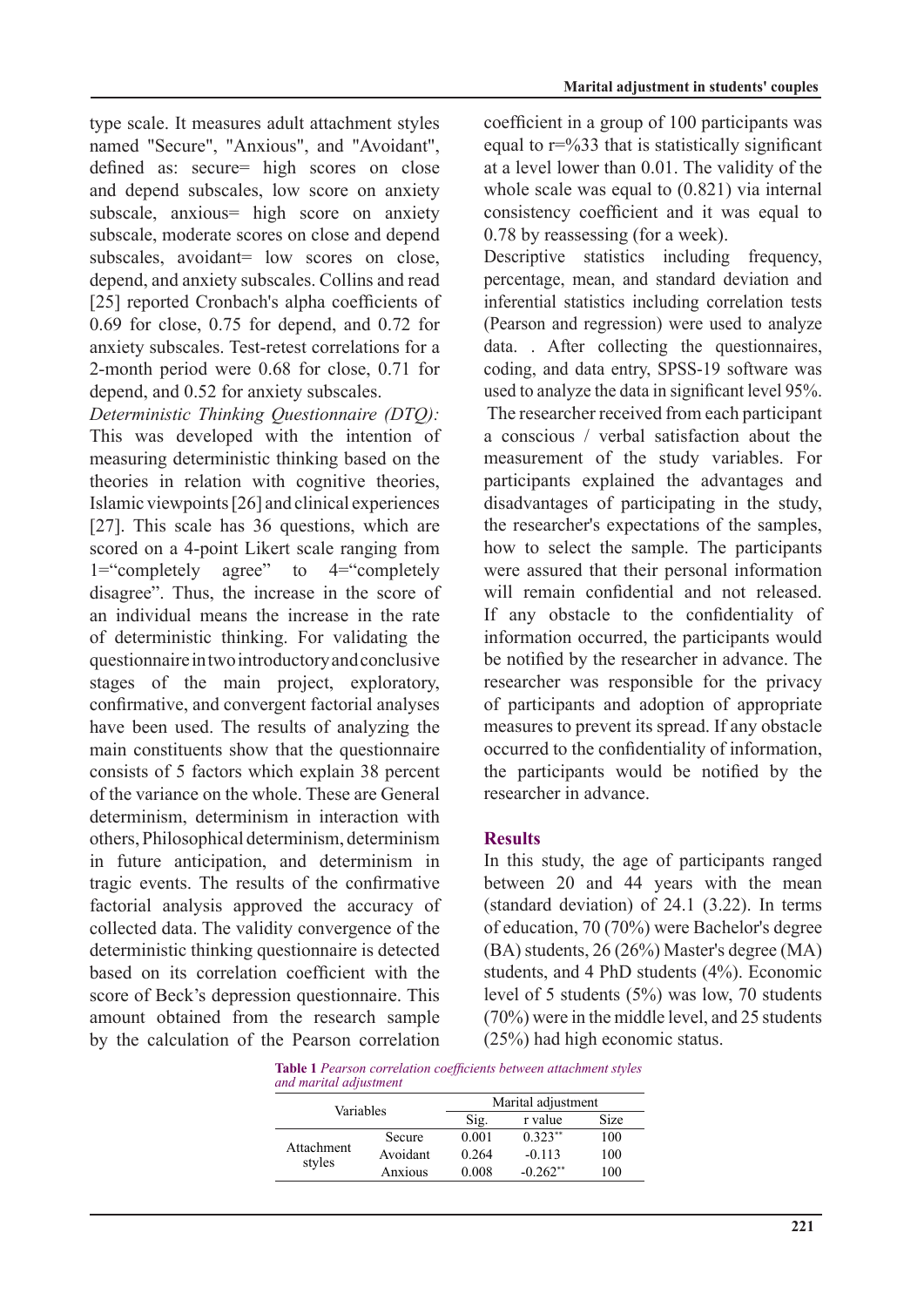type scale. It measures adult attachment styles named "Secure", "Anxious", and "Avoidant", defined as: secure= high scores on close and depend subscales, low score on anxiety subscale, anxious= high score on anxiety subscale, moderate scores on close and depend subscales, avoidant= low scores on close, depend, and anxiety subscales. Collins and read [25] reported Cronbach's alpha coefficients of 0.69 for close, 0.75 for depend, and 0.72 for anxiety subscales. Test-retest correlations for a 2-month period were 0.68 for close, 0.71 for depend, and 0.52 for anxiety subscales.

*Deterministic Thinking Questionnaire (DTQ):* This was developed with the intention of measuring deterministic thinking based on the theories in relation with cognitive theories, Islamic viewpoints [26] and clinical experiences [27]. This scale has 36 questions, which are scored on a 4-point Likert scale ranging from 1="completely agree" to 4="completely disagree". Thus, the increase in the score of an individual means the increase in the rate of deterministic thinking. For validating the questionnaire in two introductory and conclusive stages of the main project, exploratory, confirmative, and convergent factorial analyses have been used. The results of analyzing the main constituents show that the questionnaire consists of 5 factors which explain 38 percent of the variance on the whole. These are General determinism, determinism in interaction with others, Philosophical determinism, determinism in future anticipation, and determinism in tragic events. The results of the confirmative factorial analysis approved the accuracy of collected data. The validity convergence of the deterministic thinking questionnaire is detected based on its correlation coefficient with the score of Beck's depression questionnaire. This amount obtained from the research sample by the calculation of the Pearson correlation coefficient in a group of 100 participants was equal to r=%33 that is statistically significant at a level lower than 0.01. The validity of the whole scale was equal to (0.821) via internal consistency coefficient and it was equal to 0.78 by reassessing (for a week).

Descriptive statistics including frequency, percentage, mean, and standard deviation and inferential statistics including correlation tests (Pearson and regression) were used to analyze data. . After collecting the questionnaires, coding, and data entry, SPSS-19 software was used to analyze the data in significant level 95%.

The researcher received from each participant a conscious / verbal satisfaction about the measurement of the study variables. For participants explained the advantages and disadvantages of participating in the study, the researcher's expectations of the samples, how to select the sample. The participants were assured that their personal information will remain confidential and not released. If any obstacle to the confidentiality of information occurred, the participants would be notified by the researcher in advance. The researcher was responsible for the privacy of participants and adoption of appropriate measures to prevent its spread. If any obstacle occurred to the confidentiality of information, the participants would be notified by the researcher in advance.

## Results

In this study, the age of participants ranged between 20 and 44 years with the mean (standard deviation) of 24.1 (3.22). In terms of education, 70 (70%) were Bachelor's degree (BA) students, 26 (26%) Master's degree (MA) students, and 4 PhD students (4%). Economic level of 5 students (5%) was low, 70 students (70%) were in the middle level, and 25 students (25%) had high economic status.

**Table 1** *Pearson correlation coefficients between attachment styles and marital adjustment*

| Variables | | Marital adjustment | | |
|---|---|---|---|---|
| | | Sig. | r value | Size |
| Attachment styles | Secure | 0.001 | 0.323** | 100 |
| | Avoidant | 0.264 | -0.113 | 100 |
| | Anxious | 0.008 | -0.262** | 100 |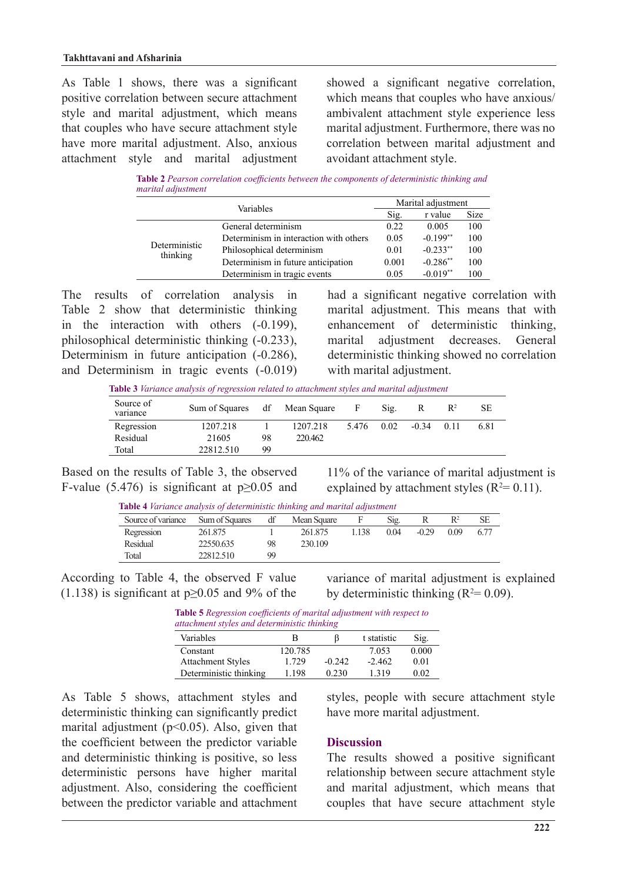As Table 1 shows, there was a significant positive correlation between secure attachment style and marital adjustment, which means that couples who have secure attachment style have more marital adjustment. Also, anxious attachment style and marital adjustment showed a significant negative correlation, which means that couples who have anxious/ambivalent attachment style experience less marital adjustment. Furthermore, there was no correlation between marital adjustment and avoidant attachment style.

**Table 2** *Pearson correlation coefficients between the components of deterministic thinking and marital adjustment*

| Variables | | Marital adjustment | | |
|---|---|---|---|---|
| | | Sig. | r value | Size |
| Deterministic thinking | General determinism | 0.22 | 0.005 | 100 |
| | Determinism in interaction with others | 0.05 | -0.199** | 100 |
| | Philosophical determinism | 0.01 | -0.233** | 100 |
| | Determinism in future anticipation | 0.001 | -0.286** | 100 |
| | Determinism in tragic events | 0.05 | -0.019** | 100 |

The results of correlation analysis in Table 2 show that deterministic thinking in the interaction with others (-0.199), philosophical deterministic thinking (-0.233), Determinism in future anticipation (-0.286), and Determinism in tragic events (-0.019) had a significant negative correlation with marital adjustment. This means that with enhancement of deterministic thinking, marital adjustment decreases. General deterministic thinking showed no correlation with marital adjustment.

**Table 3** *Variance analysis of regression related to attachment styles and marital adjustment*

| Source of variance | Sum of Squares | df | Mean Square | F | Sig. | R | $R^2$ | SE |
|---|---|---|---|---|---|---|---|---|
| Regression | 1207.218 | 1 | 1207.218 | 5.476 | 0.02 | -0.34 | 0.11 | 6.81 |
| Residual | 21605 | 98 | 220.462 | | | | | |
| Total | 22812.510 | 99 | | | | | | |

Based on the results of Table 3, the observed F-value (5.476) is significant at $p \geq 0.05$ and 11% of the variance of marital adjustment is explained by attachment styles ($R^2 = 0.11$).

**Table 4** *Variance analysis of deterministic thinking and marital adjustment*

| Source of variance | Sum of Squares | df | Mean Square | F | Sig. | R | $R^2$ | SE |
|---|---|---|---|---|---|---|---|---|
| Regression | 261.875 | 1 | 261.875 | 1.138 | 0.04 | -0.29 | 0.09 | 6.77 |
| Residual | 22550.635 | 98 | 230.109 | | | | | |
| Total | 22812.510 | 99 | | | | | | |

According to Table 4, the observed F value (1.138) is significant at $p \geq 0.05$ and 9% of the variance of marital adjustment is explained by deterministic thinking ($R^2 = 0.09$).

**Table 5** *Regression coefficients of marital adjustment with respect to attachment styles and deterministic thinking*

| Variables | B | β | t statistic | Sig. |
|---|---|---|---|---|
| Constant | 120.785 | | 7.053 | 0.000 |
| Attachment Styles | 1.729 | -0.242 | -2.462 | 0.01 |
| Deterministic thinking | 1.198 | 0.230 | 1.319 | 0.02 |

As Table 5 shows, attachment styles and deterministic thinking can significantly predict marital adjustment ($p<0.05$). Also, given that the coefficient between the predictor variable and deterministic thinking is positive, so less deterministic persons have higher marital adjustment. Also, considering the coefficient between the predictor variable and attachment styles, people with secure attachment style have more marital adjustment.

## Discussion

The results showed a positive significant relationship between secure attachment style and marital adjustment, which means that couples that have secure attachment style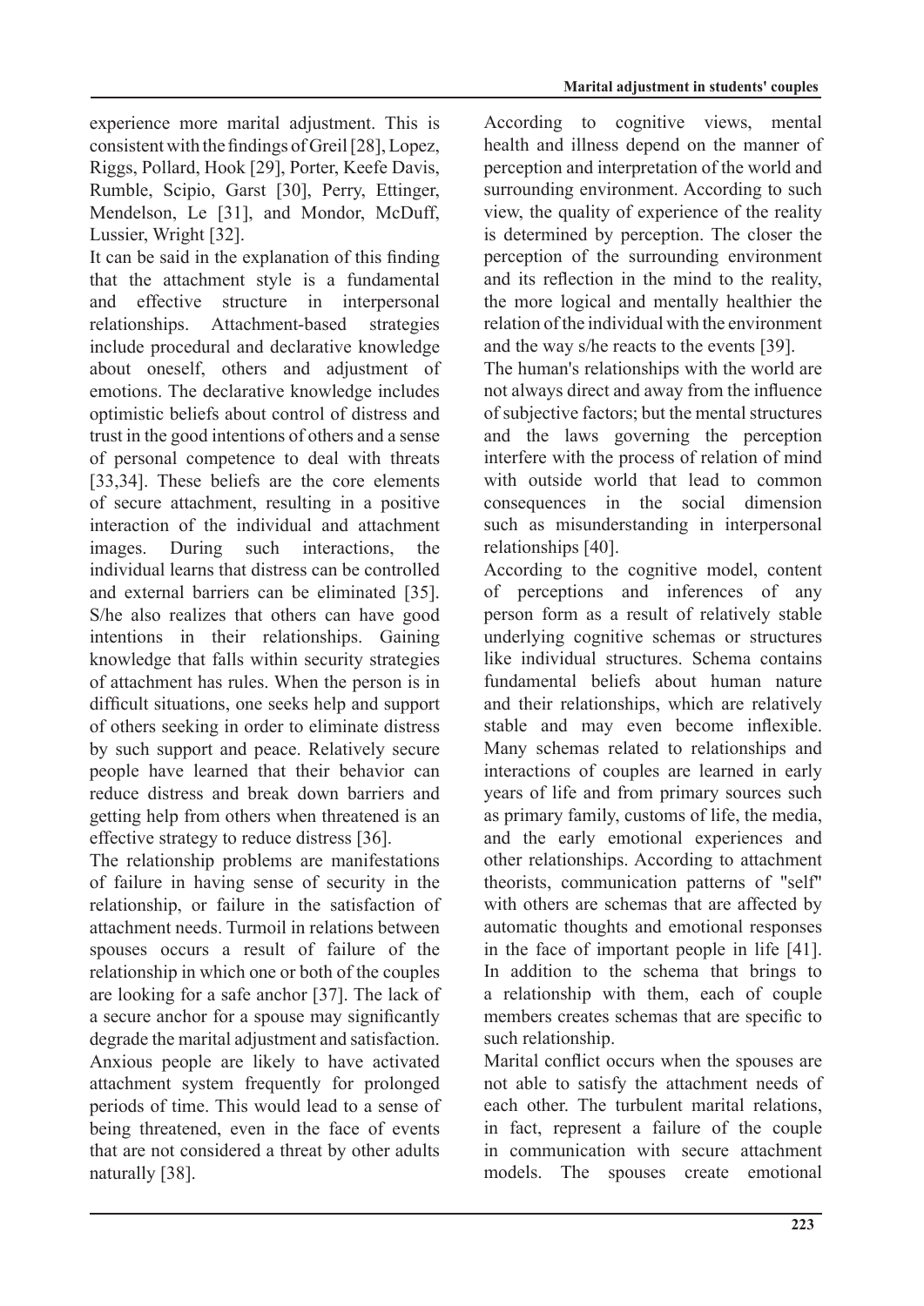experience more marital adjustment. This is consistent with the findings of Greil [28], Lopez, Riggs, Pollard, Hook [29], Porter, Keefe Davis, Rumble, Scipio, Garst [30], Perry, Ettinger, Mendelson, Le [31], and Mondor, McDuff, Lussier, Wright [32].

It can be said in the explanation of this finding that the attachment style is a fundamental and effective structure in interpersonal relationships. Attachment-based strategies include procedural and declarative knowledge about oneself, others and adjustment of emotions. The declarative knowledge includes optimistic beliefs about control of distress and trust in the good intentions of others and a sense of personal competence to deal with threats [33,34]. These beliefs are the core elements of secure attachment, resulting in a positive interaction of the individual and attachment images. During such interactions, the individual learns that distress can be controlled and external barriers can be eliminated [35]. S/he also realizes that others can have good intentions in their relationships. Gaining knowledge that falls within security strategies of attachment has rules. When the person is in difficult situations, one seeks help and support of others seeking in order to eliminate distress by such support and peace. Relatively secure people have learned that their behavior can reduce distress and break down barriers and getting help from others when threatened is an effective strategy to reduce distress [36].

The relationship problems are manifestations of failure in having sense of security in the relationship, or failure in the satisfaction of attachment needs. Turmoil in relations between spouses occurs a result of failure of the relationship in which one or both of the couples are looking for a safe anchor [37]. The lack of a secure anchor for a spouse may significantly degrade the marital adjustment and satisfaction. Anxious people are likely to have activated attachment system frequently for prolonged periods of time. This would lead to a sense of being threatened, even in the face of events that are not considered a threat by other adults naturally [38].

According to cognitive views, mental health and illness depend on the manner of perception and interpretation of the world and surrounding environment. According to such view, the quality of experience of the reality is determined by perception. The closer the perception of the surrounding environment and its reflection in the mind to the reality, the more logical and mentally healthier the relation of the individual with the environment and the way s/he reacts to the events [39].

The human's relationships with the world are not always direct and away from the influence of subjective factors; but the mental structures and the laws governing the perception interfere with the process of relation of mind with outside world that lead to common consequences in the social dimension such as misunderstanding in interpersonal relationships [40].

According to the cognitive model, content of perceptions and inferences of any person form as a result of relatively stable underlying cognitive schemas or structures like individual structures. Schema contains fundamental beliefs about human nature and their relationships, which are relatively stable and may even become inflexible. Many schemas related to relationships and interactions of couples are learned in early years of life and from primary sources such as primary family, customs of life, the media, and the early emotional experiences and other relationships. According to attachment theorists, communication patterns of "self" with others are schemas that are affected by automatic thoughts and emotional responses in the face of important people in life [41]. In addition to the schema that brings to a relationship with them, each of couple members creates schemas that are specific to such relationship.

Marital conflict occurs when the spouses are not able to satisfy the attachment needs of each other. The turbulent marital relations, in fact, represent a failure of the couple in communication with secure attachment models. The spouses create emotional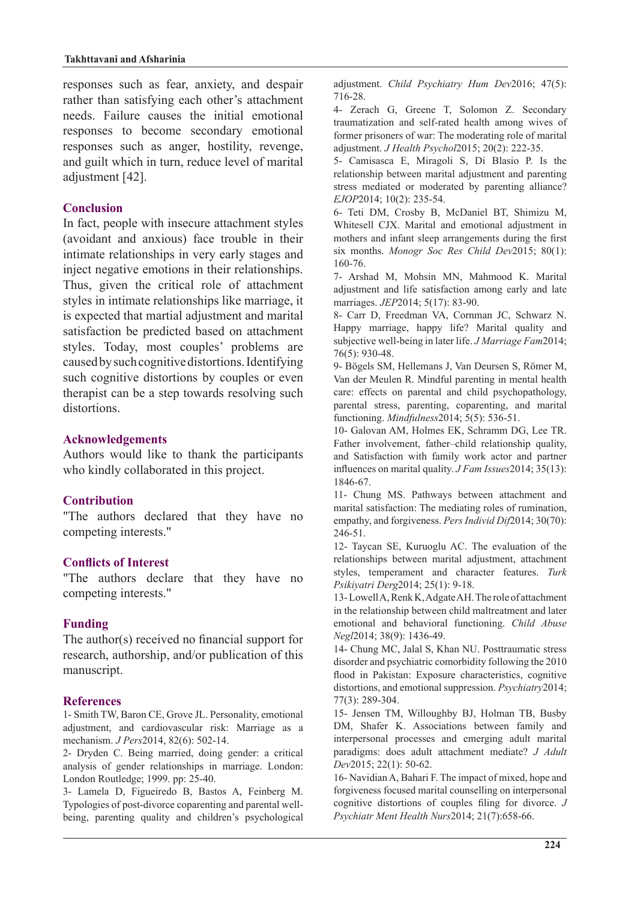responses such as fear, anxiety, and despair rather than satisfying each other's attachment needs. Failure causes the initial emotional responses to become secondary emotional responses such as anger, hostility, revenge, and guilt which in turn, reduce level of marital adjustment [42].

## Conclusion

In fact, people with insecure attachment styles (avoidant and anxious) face trouble in their intimate relationships in very early stages and inject negative emotions in their relationships. Thus, given the critical role of attachment styles in intimate relationships like marriage, it is expected that martial adjustment and marital satisfaction be predicted based on attachment styles. Today, most couples' problems are caused by such cognitive distortions. Identifying such cognitive distortions by couples or even therapist can be a step towards resolving such distortions.

## Acknowledgements

Authors would like to thank the participants who kindly collaborated in this project.

## Contribution

"The authors declared that they have no competing interests."

## Conflicts of Interest

"The authors declare that they have no competing interests."

## Funding

The author(s) received no financial support for research, authorship, and/or publication of this manuscript.

## References

1- Smith TW, Baron CE, Grove JL. Personality, emotional adjustment, and cardiovascular risk: Marriage as a mechanism. *J Pers*2014, 82(6): 502-14.

2- Dryden C. Being married, doing gender: a critical analysis of gender relationships in marriage. London: London Routledge; 1999. pp: 25-40.

3- Lamela D, Figueiredo B, Bastos A, Feinberg M. Typologies of post-divorce coparenting and parental well-being, parenting quality and children's psychological adjustment. *Child Psychiatry Hum Dev*2016; 47(5): 716-28.

4- Zerach G, Greene T, Solomon Z. Secondary traumatization and self-rated health among wives of former prisoners of war: The moderating role of marital adjustment. *J Health Psychol*2015; 20(2): 222-35.

5- Camisasca E, Miragoli S, Di Blasio P. Is the relationship between marital adjustment and parenting stress mediated or moderated by parenting alliance? *EJOP*2014; 10(2): 235-54.

6- Teti DM, Crosby B, McDaniel BT, Shimizu M, Whitesell CJX. Marital and emotional adjustment in mothers and infant sleep arrangements during the first six months. *Monogr Soc Res Child Dev*2015; 80(1): 160-76.

7- Arshad M, Mohsin MN, Mahmood K. Marital adjustment and life satisfaction among early and late marriages. *JEP*2014; 5(17): 83-90.

8- Carr D, Freedman VA, Cornman JC, Schwarz N. Happy marriage, happy life? Marital quality and subjective well-being in later life. *J Marriage Fam*2014; 76(5): 930-48.

9- Bögels SM, Hellemans J, Van Deursen S, Römer M, Van der Meulen R. Mindful parenting in mental health care: effects on parental and child psychopathology, parental stress, parenting, coparenting, and marital functioning. *Mindfulness*2014; 5(5): 536-51.

10- Galovan AM, Holmes EK, Schramm DG, Lee TR. Father involvement, father–child relationship quality, and Satisfaction with family work actor and partner influences on marital quality. *J Fam Issues*2014; 35(13): 1846-67.

11- Chung MS. Pathways between attachment and marital satisfaction: The mediating roles of rumination, empathy, and forgiveness. *Pers Individ Dif*2014; 30(70): 246-51.

12- Taycan SE, Kuruoglu AC. The evaluation of the relationships between marital adjustment, attachment styles, temperament and character features. *Turk Psikiyatri Derg*2014; 25(1): 9-18.

13- Lowell A, Renk K, Adgate AH. The role of attachment in the relationship between child maltreatment and later emotional and behavioral functioning. *Child Abuse Negl*2014; 38(9): 1436-49.

14- Chung MC, Jalal S, Khan NU. Posttraumatic stress disorder and psychiatric comorbidity following the 2010 flood in Pakistan: Exposure characteristics, cognitive distortions, and emotional suppression. *Psychiatry*2014; 77(3): 289-304.

15- Jensen TM, Willoughby BJ, Holman TB, Busby DM, Shafer K. Associations between family and interpersonal processes and emerging adult marital paradigms: does adult attachment mediate? *J Adult Dev*2015; 22(1): 50-62.

16- Navidian A, Bahari F. The impact of mixed, hope and forgiveness focused marital counselling on interpersonal cognitive distortions of couples filing for divorce. *J Psychiatr Ment Health Nurs*2014; 21(7):658-66.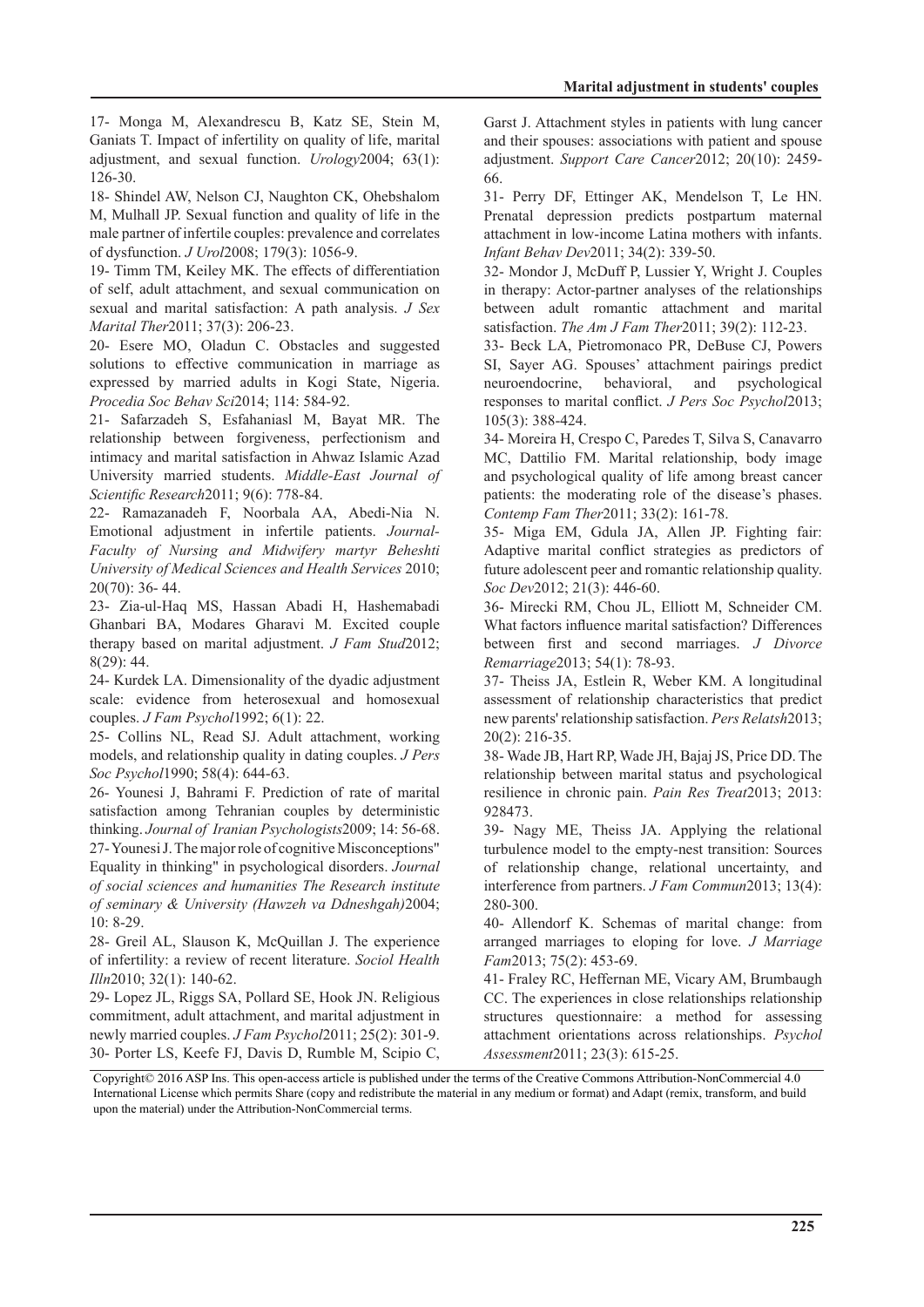17- Monga M, Alexandrescu B, Katz SE, Stein M, Ganiats T. Impact of infertility on quality of life, marital adjustment, and sexual function. *Urology*2004; 63(1): 126-30.

18- Shindel AW, Nelson CJ, Naughton CK, Ohebshalom M, Mulhall JP. Sexual function and quality of life in the male partner of infertile couples: prevalence and correlates of dysfunction. *J Urol*2008; 179(3): 1056-9.

19- Timm TM, Keiley MK. The effects of differentiation of self, adult attachment, and sexual communication on sexual and marital satisfaction: A path analysis. *J Sex Marital Ther*2011; 37(3): 206-23.

20- Esere MO, Oladun C. Obstacles and suggested solutions to effective communication in marriage as expressed by married adults in Kogi State, Nigeria. *Procedia Soc Behav Sci*2014; 114: 584-92.

21- Safarzadeh S, Esfahaniasl M, Bayat MR. The relationship between forgiveness, perfectionism and intimacy and marital satisfaction in Ahwaz Islamic Azad University married students. *Middle-East Journal of Scientific Research*2011; 9(6): 778-84.

22- Ramazanadeh F, Noorbala AA, Abedi-Nia N. Emotional adjustment in infertile patients. *Journal-Faculty of Nursing and Midwifery martyr Beheshti University of Medical Sciences and Health Services* 2010; 20(70): 36- 44.

23- Zia-ul-Haq MS, Hassan Abadi H, Hashemabadi Ghanbari BA, Modares Gharavi M. Excited couple therapy based on marital adjustment. *J Fam Stud*2012; 8(29): 44.

24- Kurdek LA. Dimensionality of the dyadic adjustment scale: evidence from heterosexual and homosexual couples. *J Fam Psychol*1992; 6(1): 22.

25- Collins NL, Read SJ. Adult attachment, working models, and relationship quality in dating couples. *J Pers Soc Psychol*1990; 58(4): 644-63.

26- Younesi J, Bahrami F. Prediction of rate of marital satisfaction among Tehranian couples by deterministic thinking. *Journal of Iranian Psychologists*2009; 14: 56-68.

27- Younesi J. The major role of cognitive Misconceptions" Equality in thinking" in psychological disorders. *Journal of social sciences and humanities The Research institute of seminary & University (Hawzeh va Ddneshgah)*2004; 10: 8-29.

28- Greil AL, Slauson K, McQuillan J. The experience of infertility: a review of recent literature. *Sociol Health Illn*2010; 32(1): 140-62.

29- Lopez JL, Riggs SA, Pollard SE, Hook JN. Religious commitment, adult attachment, and marital adjustment in newly married couples. *J Fam Psychol*2011; 25(2): 301-9.

30- Porter LS, Keefe FJ, Davis D, Rumble M, Scipio C, Garst J. Attachment styles in patients with lung cancer and their spouses: associations with patient and spouse adjustment. *Support Care Cancer*2012; 20(10): 2459-66.

31- Perry DF, Ettinger AK, Mendelson T, Le HN. Prenatal depression predicts postpartum maternal attachment in low-income Latina mothers with infants. *Infant Behav Dev*2011; 34(2): 339-50.

32- Mondor J, McDuff P, Lussier Y, Wright J. Couples in therapy: Actor-partner analyses of the relationships between adult romantic attachment and marital satisfaction. *The Am J Fam Ther*2011; 39(2): 112-23.

33- Beck LA, Pietromonaco PR, DeBuse CJ, Powers SI, Sayer AG. Spouses' attachment pairings predict neuroendocrine, behavioral, and psychological responses to marital conflict. *J Pers Soc Psychol*2013; 105(3): 388-424.

34- Moreira H, Crespo C, Paredes T, Silva S, Canavarro MC, Dattilio FM. Marital relationship, body image and psychological quality of life among breast cancer patients: the moderating role of the disease's phases. *Contemp Fam Ther*2011; 33(2): 161-78.

35- Miga EM, Gdula JA, Allen JP. Fighting fair: Adaptive marital conflict strategies as predictors of future adolescent peer and romantic relationship quality. *Soc Dev*2012; 21(3): 446-60.

36- Mirecki RM, Chou JL, Elliott M, Schneider CM. What factors influence marital satisfaction? Differences between first and second marriages. *J Divorce Remarriage*2013; 54(1): 78-93.

37- Theiss JA, Estlein R, Weber KM. A longitudinal assessment of relationship characteristics that predict new parents' relationship satisfaction. *Pers Relatsh*2013; 20(2): 216-35.

38- Wade JB, Hart RP, Wade JH, Bajaj JS, Price DD. The relationship between marital status and psychological resilience in chronic pain. *Pain Res Treat*2013; 2013: 928473.

39- Nagy ME, Theiss JA. Applying the relational turbulence model to the empty-nest transition: Sources of relationship change, relational uncertainty, and interference from partners. *J Fam Commun*2013; 13(4): 280-300.

40- Allendorf K. Schemas of marital change: from arranged marriages to eloping for love. *J Marriage Fam*2013; 75(2): 453-69.

41- Fraley RC, Heffernan ME, Vicary AM, Brumbaugh CC. The experiences in close relationships relationship structures questionnaire: a method for assessing attachment orientations across relationships. *Psychol Assessment*2011; 23(3): 615-25.

Copyright© 2016 ASP Ins. This open-access article is published under the terms of the Creative Commons Attribution-NonCommercial 4.0 International License which permits Share (copy and redistribute the material in any medium or format) and Adapt (remix, transform, and build upon the material) under the Attribution-NonCommercial terms.